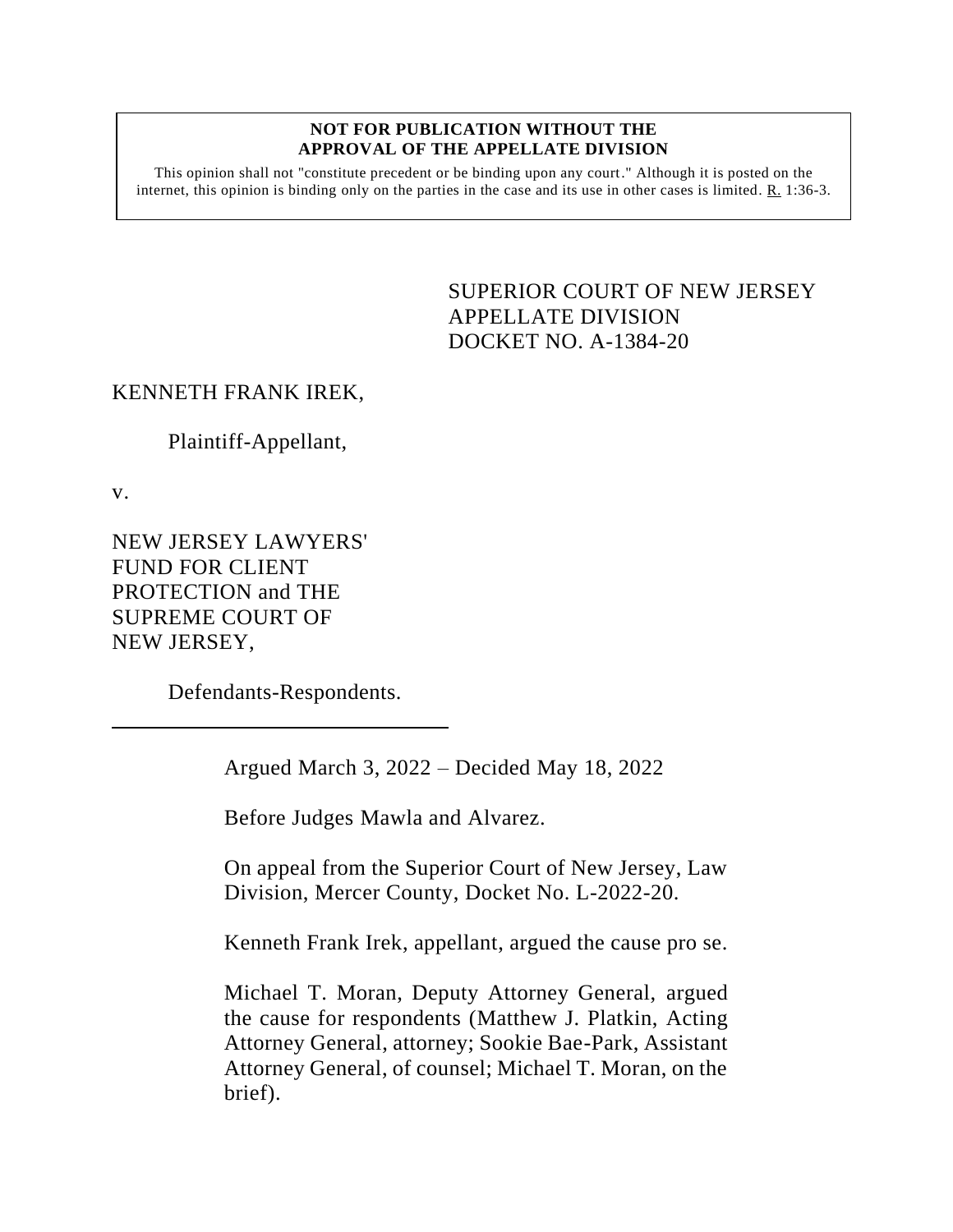**NOT FOR PUBLICATION WITHOUT THE APPROVAL OF THE APPELLATE DIVISION**

This opinion shall not "constitute precedent or be binding upon any court." Although it is posted on the internet, this opinion is binding only on the parties in the case and its use in other cases is limited. R. 1:36-3.

SUPERIOR COURT OF NEW JERSEY
APPELLATE DIVISION
DOCKET NO. A-1384-20

KENNETH FRANK IREK,

Plaintiff-Appellant,

v.

NEW JERSEY LAWYERS' FUND FOR CLIENT PROTECTION and THE SUPREME COURT OF NEW JERSEY,

Defendants-Respondents.

---

Argued March 3, 2022 – Decided May 18, 2022

Before Judges Mawla and Alvarez.

On appeal from the Superior Court of New Jersey, Law Division, Mercer County, Docket No. L-2022-20.

Kenneth Frank Irek, appellant, argued the cause pro se.

Michael T. Moran, Deputy Attorney General, argued the cause for respondents (Matthew J. Platkin, Acting Attorney General, attorney; Sookie Bae-Park, Assistant Attorney General, of counsel; Michael T. Moran, on the brief).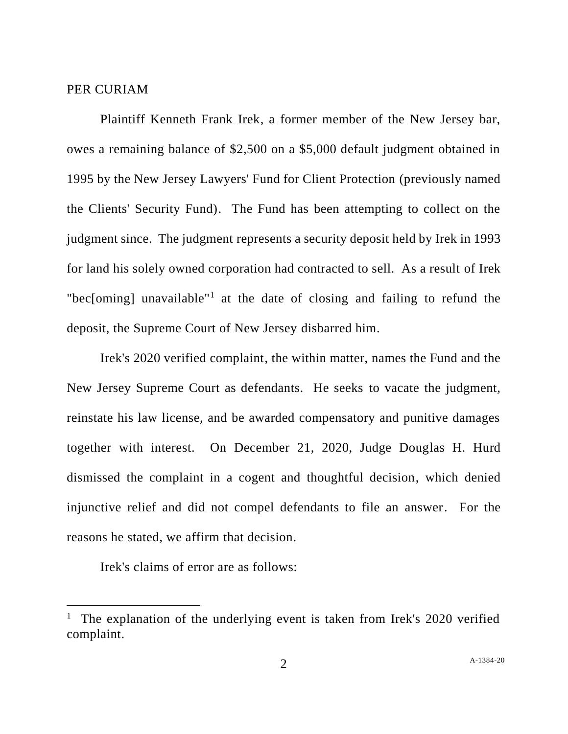PER CURIAM

Plaintiff Kenneth Frank Irek, a former member of the New Jersey bar, owes a remaining balance of $2,500 on a $5,000 default judgment obtained in 1995 by the New Jersey Lawyers' Fund for Client Protection (previously named the Clients' Security Fund). The Fund has been attempting to collect on the judgment since. The judgment represents a security deposit held by Irek in 1993 for land his solely owned corporation had contracted to sell. As a result of Irek "bec[oming] unavailable"[1] at the date of closing and failing to refund the deposit, the Supreme Court of New Jersey disbarred him.

Irek's 2020 verified complaint, the within matter, names the Fund and the New Jersey Supreme Court as defendants. He seeks to vacate the judgment, reinstate his law license, and be awarded compensatory and punitive damages together with interest. On December 21, 2020, Judge Douglas H. Hurd dismissed the complaint in a cogent and thoughtful decision, which denied injunctive relief and did not compel defendants to file an answer. For the reasons he stated, we affirm that decision.

Irek's claims of error are as follows:

---

[1] The explanation of the underlying event is taken from Irek's 2020 verified complaint.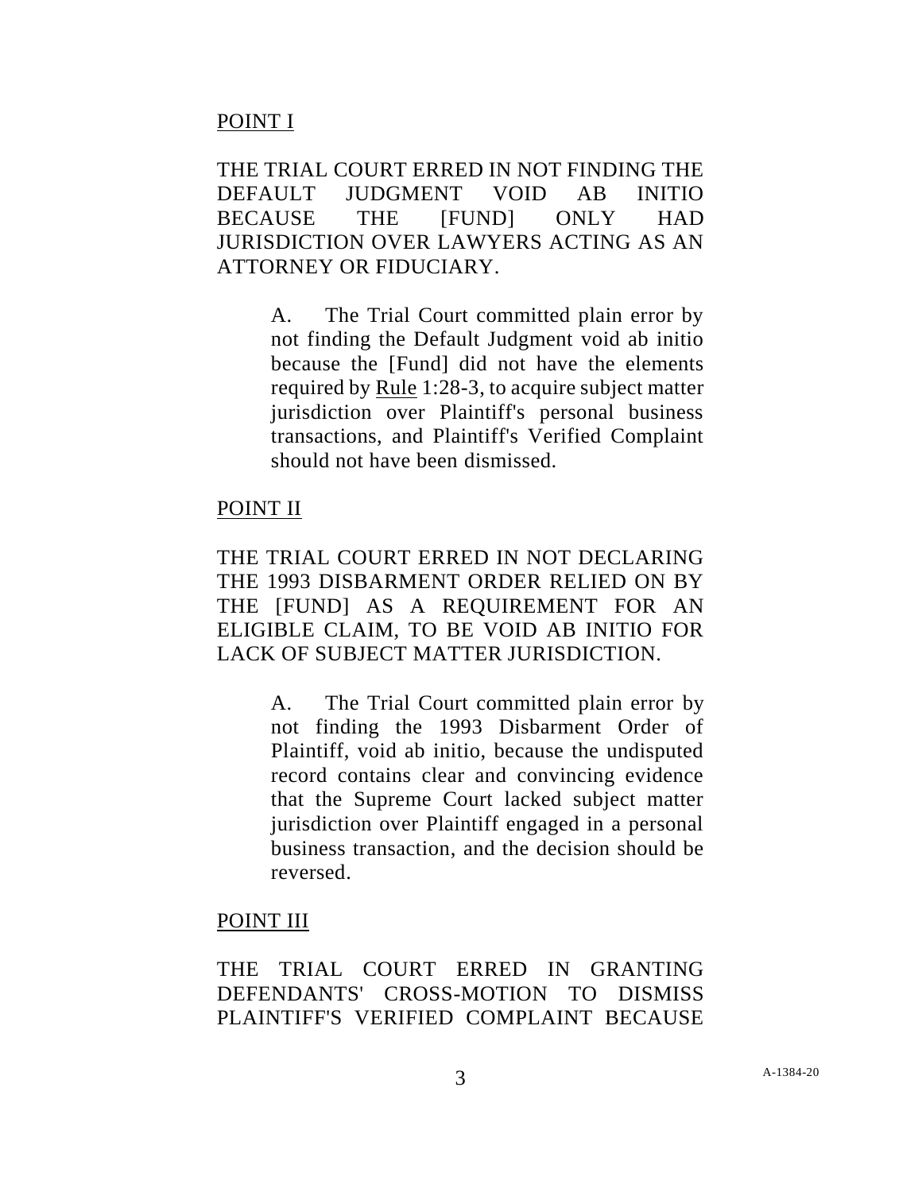POINT I

THE TRIAL COURT ERRED IN NOT FINDING THE DEFAULT JUDGMENT VOID AB INITIO BECAUSE THE [FUND] ONLY HAD JURISDICTION OVER LAWYERS ACTING AS AN ATTORNEY OR FIDUCIARY.

> A. The Trial Court committed plain error by not finding the Default Judgment void ab initio because the [Fund] did not have the elements required by Rule 1:28-3, to acquire subject matter jurisdiction over Plaintiff's personal business transactions, and Plaintiff's Verified Complaint should not have been dismissed.

POINT II

THE TRIAL COURT ERRED IN NOT DECLARING THE 1993 DISBARMENT ORDER RELIED ON BY THE [FUND] AS A REQUIREMENT FOR AN ELIGIBLE CLAIM, TO BE VOID AB INITIO FOR LACK OF SUBJECT MATTER JURISDICTION.

> A. The Trial Court committed plain error by not finding the 1993 Disbarment Order of Plaintiff, void ab initio, because the undisputed record contains clear and convincing evidence that the Supreme Court lacked subject matter jurisdiction over Plaintiff engaged in a personal business transaction, and the decision should be reversed.

POINT III

THE TRIAL COURT ERRED IN GRANTING DEFENDANTS' CROSS-MOTION TO DISMISS PLAINTIFF'S VERIFIED COMPLAINT BECAUSE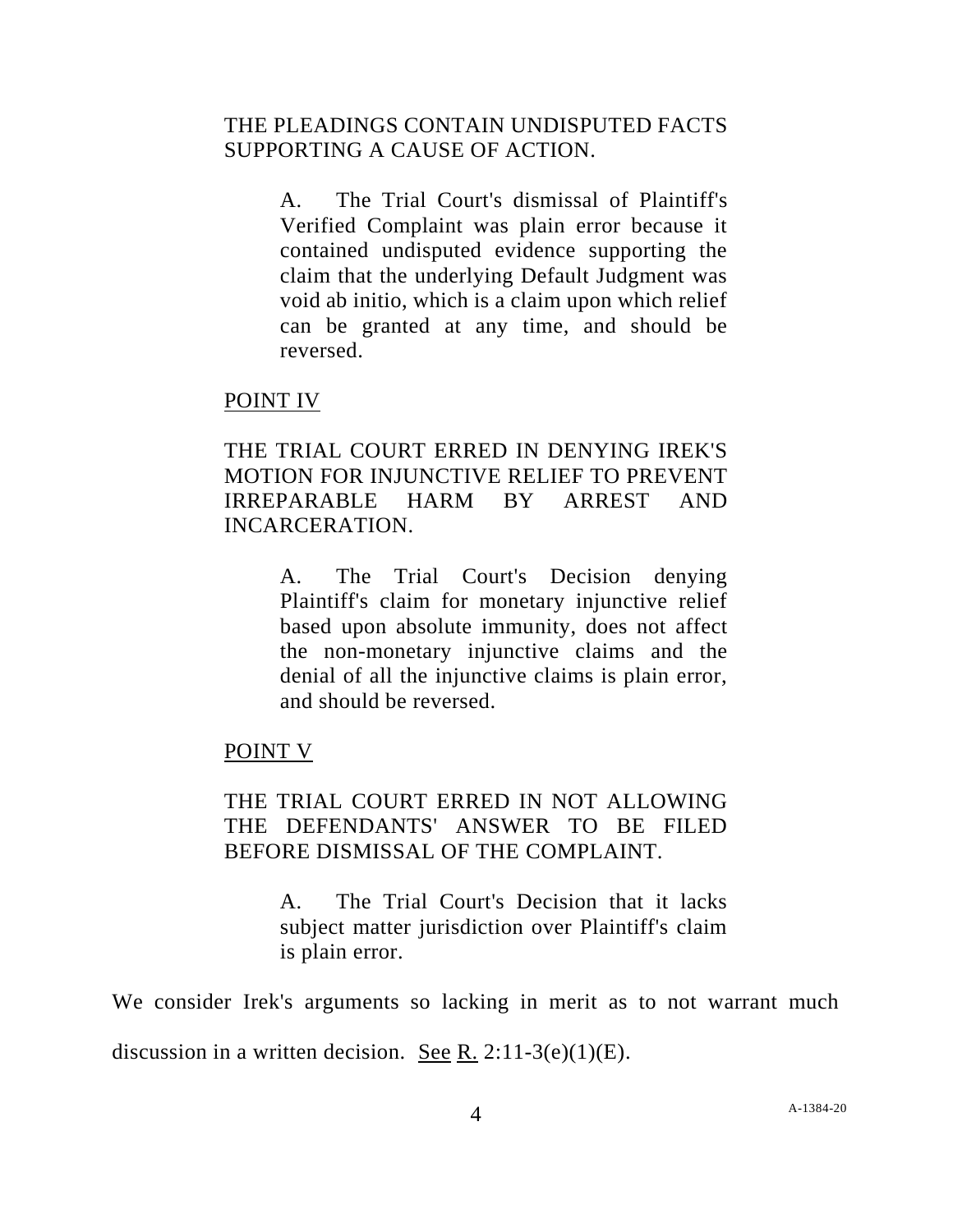THE PLEADINGS CONTAIN UNDISPUTED FACTS SUPPORTING A CAUSE OF ACTION.

> A. The Trial Court's dismissal of Plaintiff's Verified Complaint was plain error because it contained undisputed evidence supporting the claim that the underlying Default Judgment was void ab initio, which is a claim upon which relief can be granted at any time, and should be reversed.

<u>POINT IV</u>

THE TRIAL COURT ERRED IN DENYING IREK'S MOTION FOR INJUNCTIVE RELIEF TO PREVENT IRREPARABLE HARM BY ARREST AND INCARCERATION.

> A. The Trial Court's Decision denying Plaintiff's claim for monetary injunctive relief based upon absolute immunity, does not affect the non-monetary injunctive claims and the denial of all the injunctive claims is plain error, and should be reversed.

<u>POINT V</u>

THE TRIAL COURT ERRED IN NOT ALLOWING THE DEFENDANTS' ANSWER TO BE FILED BEFORE DISMISSAL OF THE COMPLAINT.

> A. The Trial Court's Decision that it lacks subject matter jurisdiction over Plaintiff's claim is plain error.

We consider Irek's arguments so lacking in merit as to not warrant much discussion in a written decision. <u>See</u> <u>R.</u> 2:11-3(e)(1)(E).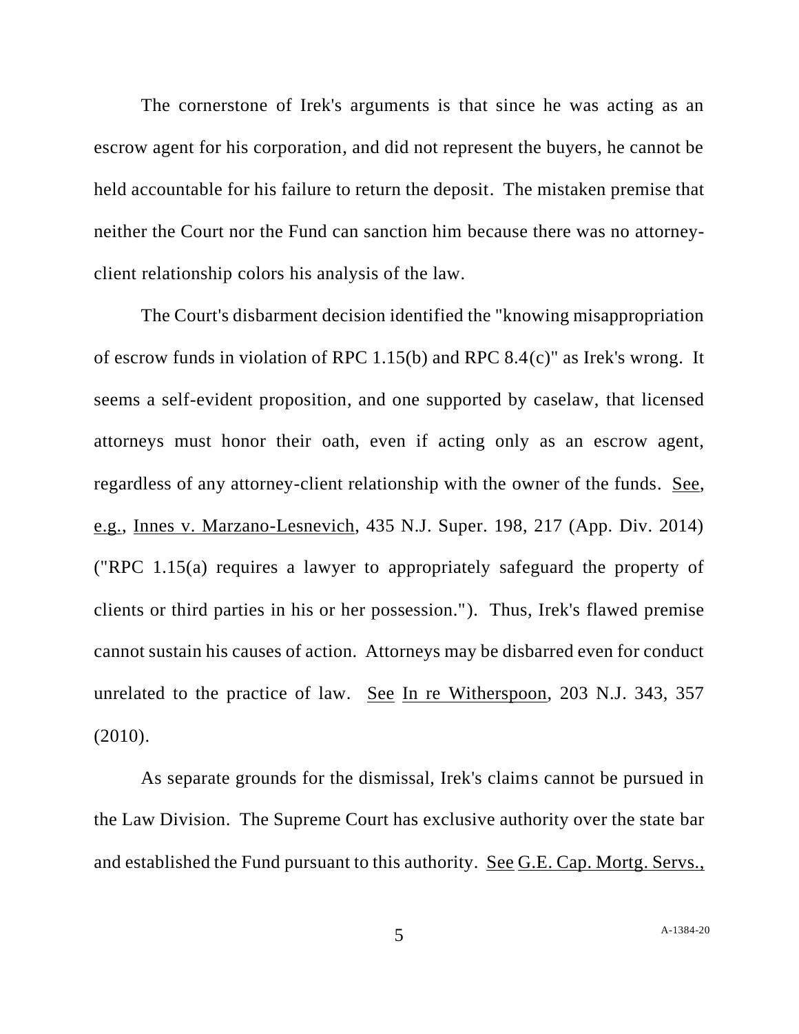The cornerstone of Irek's arguments is that since he was acting as an escrow agent for his corporation, and did not represent the buyers, he cannot be held accountable for his failure to return the deposit. The mistaken premise that neither the Court nor the Fund can sanction him because there was no attorney-client relationship colors his analysis of the law.

The Court's disbarment decision identified the "knowing misappropriation of escrow funds in violation of RPC 1.15(b) and RPC 8.4(c)" as Irek's wrong. It seems a self-evident proposition, and one supported by caselaw, that licensed attorneys must honor their oath, even if acting only as an escrow agent, regardless of any attorney-client relationship with the owner of the funds. See, e.g., Innes v. Marzano-Lesnevich, 435 N.J. Super. 198, 217 (App. Div. 2014) ("RPC 1.15(a) requires a lawyer to appropriately safeguard the property of clients or third parties in his or her possession."). Thus, Irek's flawed premise cannot sustain his causes of action. Attorneys may be disbarred even for conduct unrelated to the practice of law. See In re Witherspoon, 203 N.J. 343, 357 (2010).

As separate grounds for the dismissal, Irek's claims cannot be pursued in the Law Division. The Supreme Court has exclusive authority over the state bar and established the Fund pursuant to this authority. See G.E. Cap. Mortg. Servs.,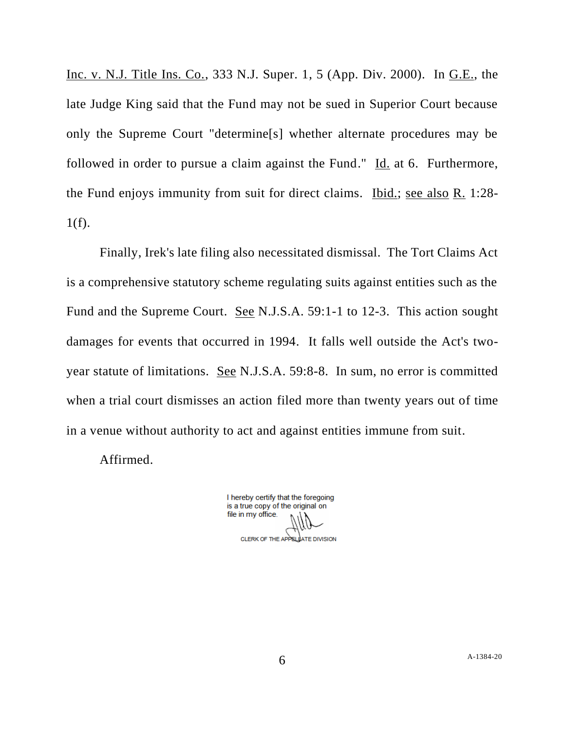Inc. v. N.J. Title Ins. Co., 333 N.J. Super. 1, 5 (App. Div. 2000). In G.E., the late Judge King said that the Fund may not be sued in Superior Court because only the Supreme Court "determine[s] whether alternate procedures may be followed in order to pursue a claim against the Fund." Id. at 6. Furthermore, the Fund enjoys immunity from suit for direct claims. Ibid.; see also R. 1:28-1(f).

Finally, Irek's late filing also necessitated dismissal. The Tort Claims Act is a comprehensive statutory scheme regulating suits against entities such as the Fund and the Supreme Court. See N.J.S.A. 59:1-1 to 12-3. This action sought damages for events that occurred in 1994. It falls well outside the Act's two-year statute of limitations. See N.J.S.A. 59:8-8. In sum, no error is committed when a trial court dismisses an action filed more than twenty years out of time in a venue without authority to act and against entities immune from suit.

Affirmed.

I hereby certify that the foregoing is a true copy of the original on file in my office.

CLERK OF THE APPELLATE DIVISION